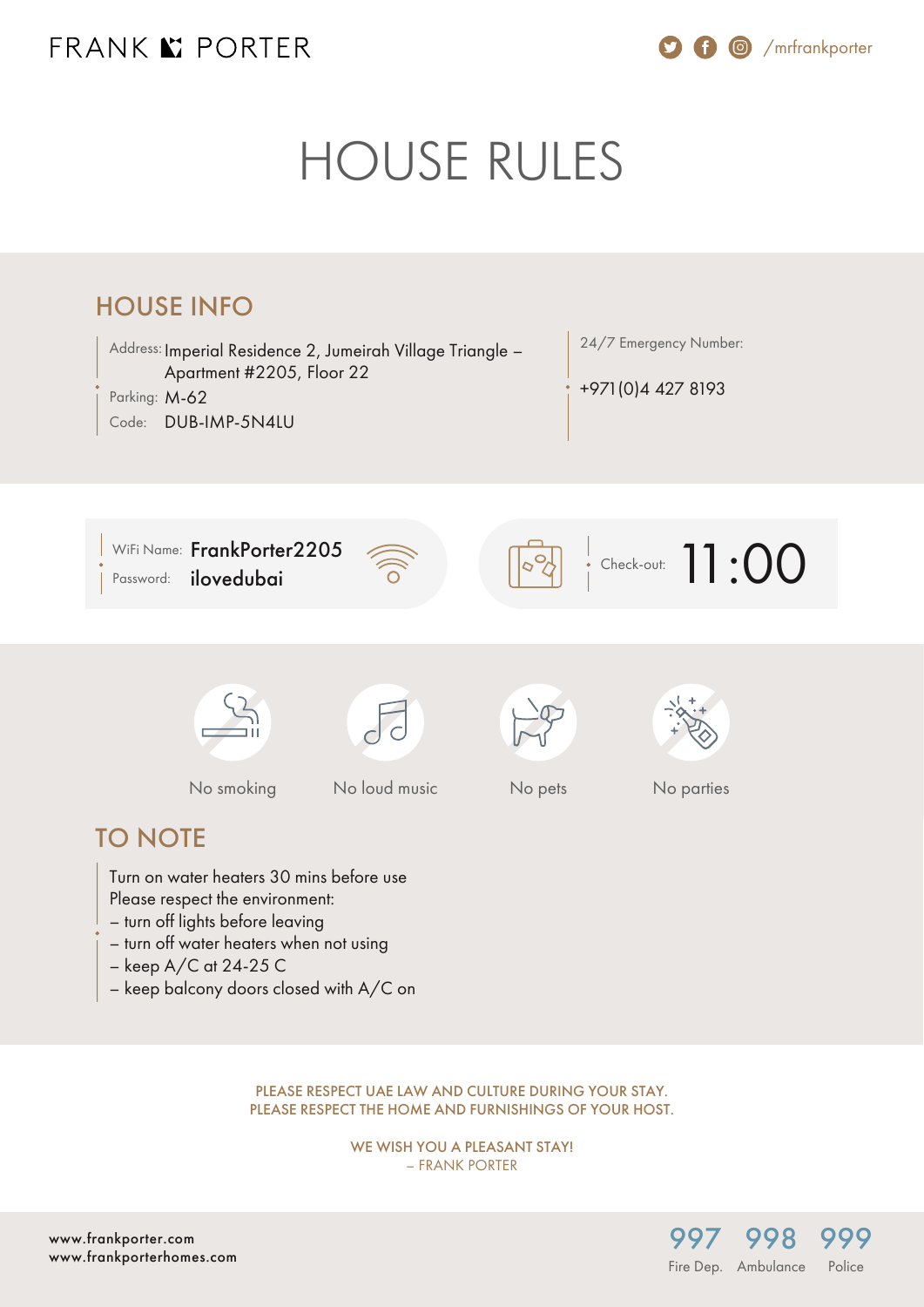FRANK PORTER /mrfrankporter

# HOUSE RULES

## HOUSE INFO

Address: Imperial Residence 2, Jumeirah Village Triangle – Apartment #2205, Floor 22
Parking: M-62
Code: DUB-IMP-5N4LU

24/7 Emergency Number:
+971(0)4 427 8193

WiFi Name: **FrankPorter2205**
Password: **ilovedubai**

Check-out: **11:00**

No smoking | No loud music | No pets | No parties

## TO NOTE

Turn on water heaters 30 mins before use
Please respect the environment:
– turn off lights before leaving
– turn off water heaters when not using
– keep A/C at 24-25 C
– keep balcony doors closed with A/C on

PLEASE RESPECT UAE LAW AND CULTURE DURING YOUR STAY.
PLEASE RESPECT THE HOME AND FURNISHINGS OF YOUR HOST.

WE WISH YOU A PLEASANT STAY!
– FRANK PORTER

www.frankporter.com
www.frankporterhomes.com

997 Fire Dep. | 998 Ambulance | 999 Police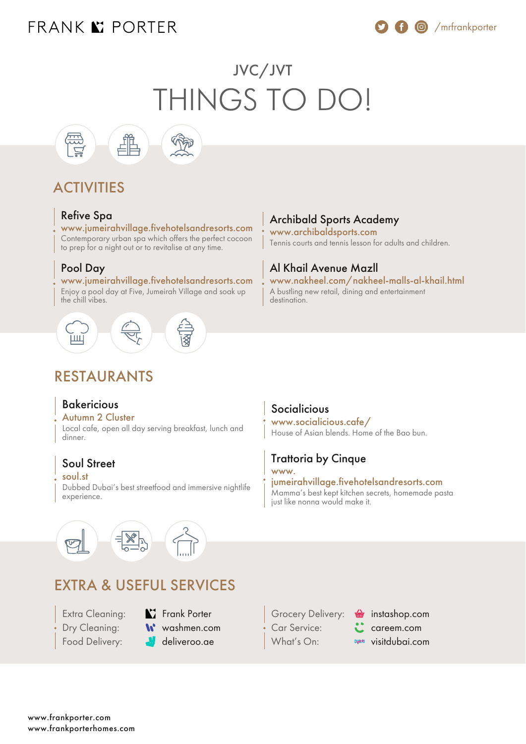FRANK PORTER

/mrfrankporter

# JVC/JVT

# THINGS TO DO!

## ACTIVITIES

### Refive Spa

www.jumeirahvillage.fivehotelsandresorts.com

Contemporary urban spa which offers the perfect cocoon to prep for a night out or to revitalise at any time.

### Pool Day

www.jumeirahvillage.fivehotelsandresorts.com

Enjoy a pool day at Five, Jumeirah Village and soak up the chill vibes.

### Archibald Sports Academy

www.archibaldsports.com

Tennis courts and tennis lesson for adults and children.

### Al Khail Avenue Mazll

www.nakheel.com/nakheel-malls-al-khail.html

A bustling new retail, dining and entertainment destination.

## RESTAURANTS

### Bakericious

Autumn 2 Cluster

Local cafe, open all day serving breakfast, lunch and dinner.

### Soul Street

soul.st

Dubbed Dubai's best streetfood and immersive nightlife experience.

### Socialicious

www.socialicious.cafe/

House of Asian blends. Home of the Bao bun.

### Trattoria by Cinque

www.jumeirahvillage.fivehotelsandresorts.com

Mamma's best kept kitchen secrets, homemade pasta just like nonna would make it.

## EXTRA & USEFUL SERVICES

| | |
|---|---|
| Extra Cleaning: | Frank Porter |
| Dry Cleaning: | washmen.com |
| Food Delivery: | deliveroo.ae |
| Grocery Delivery: | instashop.com |
| Car Service: | careem.com |
| What's On: | visitdubai.com |

www.frankporter.com
www.frankporterhomes.com